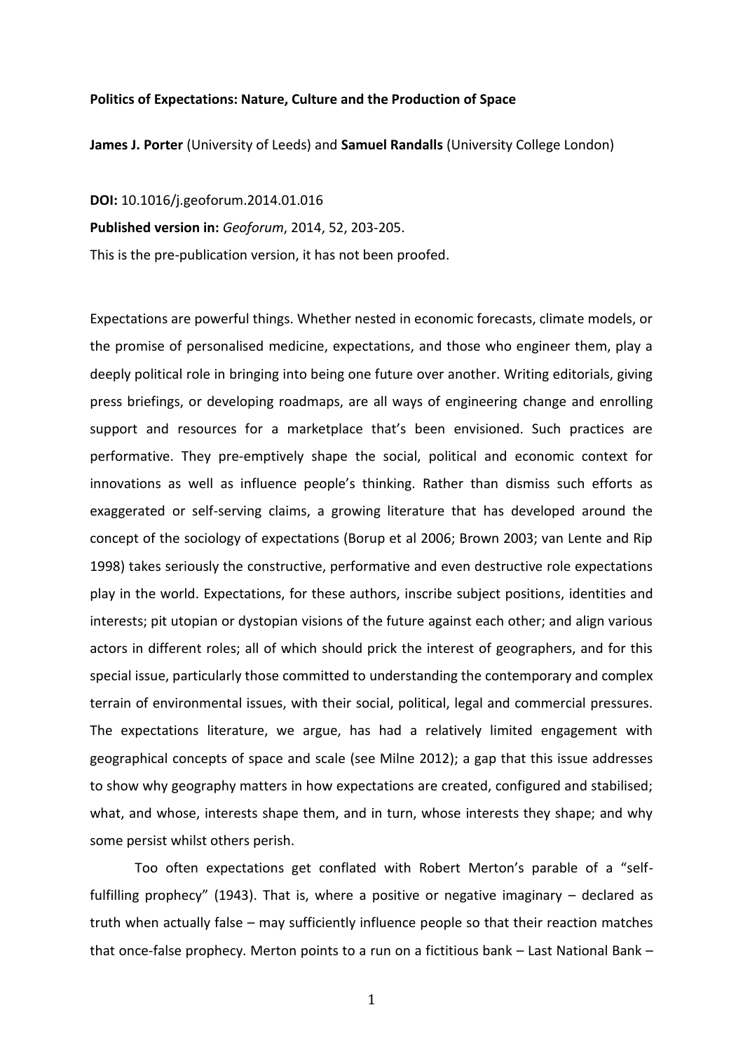**Politics of Expectations: Nature, Culture and the Production of Space**

**James J. Porter** (University of Leeds) and **Samuel Randalls** (University College London)

**DOI:** 10.1016/j.geoforum.2014.01.016

**Published version in:** *Geoforum*, 2014, 52, 203-205.

This is the pre-publication version, it has not been proofed.

Expectations are powerful things. Whether nested in economic forecasts, climate models, or the promise of personalised medicine, expectations, and those who engineer them, play a deeply political role in bringing into being one future over another. Writing editorials, giving press briefings, or developing roadmaps, are all ways of engineering change and enrolling support and resources for a marketplace that's been envisioned. Such practices are performative. They pre-emptively shape the social, political and economic context for innovations as well as influence people's thinking. Rather than dismiss such efforts as exaggerated or self-serving claims, a growing literature that has developed around the concept of the sociology of expectations (Borup et al 2006; Brown 2003; van Lente and Rip 1998) takes seriously the constructive, performative and even destructive role expectations play in the world. Expectations, for these authors, inscribe subject positions, identities and interests; pit utopian or dystopian visions of the future against each other; and align various actors in different roles; all of which should prick the interest of geographers, and for this special issue, particularly those committed to understanding the contemporary and complex terrain of environmental issues, with their social, political, legal and commercial pressures. The expectations literature, we argue, has had a relatively limited engagement with geographical concepts of space and scale (see Milne 2012); a gap that this issue addresses to show why geography matters in how expectations are created, configured and stabilised; what, and whose, interests shape them, and in turn, whose interests they shape; and why some persist whilst others perish.

Too often expectations get conflated with Robert Merton's parable of a "self-fulfilling prophecy" (1943). That is, where a positive or negative imaginary – declared as truth when actually false – may sufficiently influence people so that their reaction matches that once-false prophecy. Merton points to a run on a fictitious bank – Last National Bank –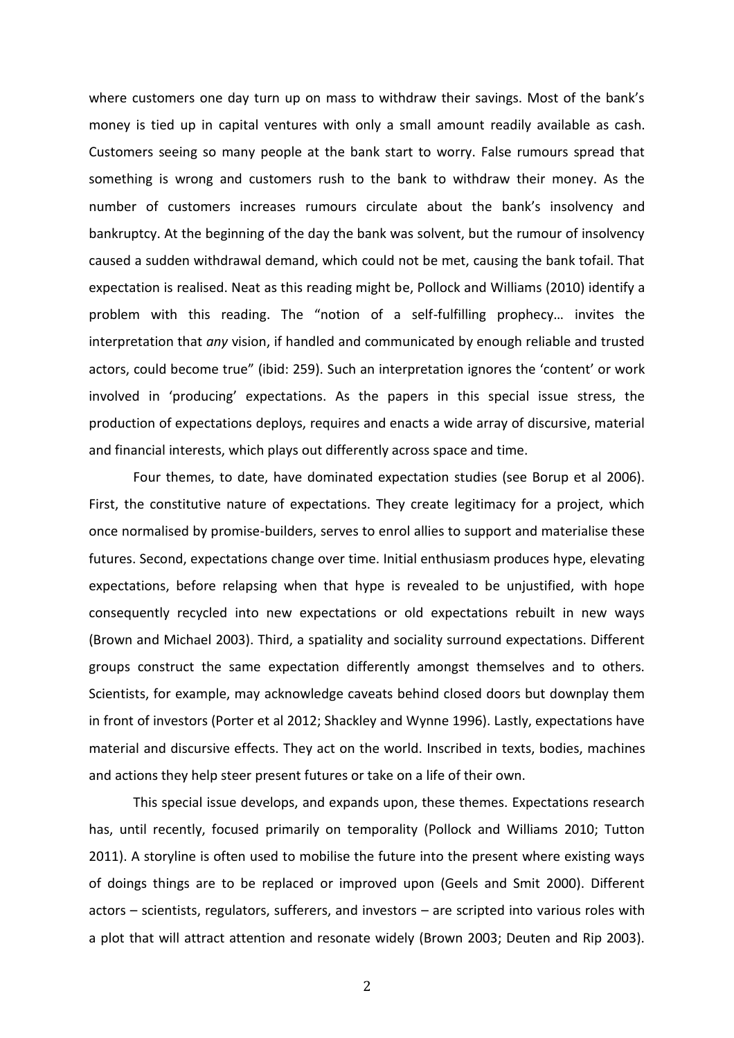where customers one day turn up on mass to withdraw their savings. Most of the bank's money is tied up in capital ventures with only a small amount readily available as cash. Customers seeing so many people at the bank start to worry. False rumours spread that something is wrong and customers rush to the bank to withdraw their money. As the number of customers increases rumours circulate about the bank's insolvency and bankruptcy. At the beginning of the day the bank was solvent, but the rumour of insolvency caused a sudden withdrawal demand, which could not be met, causing the bank tofail. That expectation is realised. Neat as this reading might be, Pollock and Williams (2010) identify a problem with this reading. The "notion of a self-fulfilling prophecy… invites the interpretation that *any* vision, if handled and communicated by enough reliable and trusted actors, could become true" (ibid: 259). Such an interpretation ignores the 'content' or work involved in 'producing' expectations. As the papers in this special issue stress, the production of expectations deploys, requires and enacts a wide array of discursive, material and financial interests, which plays out differently across space and time.

Four themes, to date, have dominated expectation studies (see Borup et al 2006). First, the constitutive nature of expectations. They create legitimacy for a project, which once normalised by promise-builders, serves to enrol allies to support and materialise these futures. Second, expectations change over time. Initial enthusiasm produces hype, elevating expectations, before relapsing when that hype is revealed to be unjustified, with hope consequently recycled into new expectations or old expectations rebuilt in new ways (Brown and Michael 2003). Third, a spatiality and sociality surround expectations. Different groups construct the same expectation differently amongst themselves and to others. Scientists, for example, may acknowledge caveats behind closed doors but downplay them in front of investors (Porter et al 2012; Shackley and Wynne 1996). Lastly, expectations have material and discursive effects. They act on the world. Inscribed in texts, bodies, machines and actions they help steer present futures or take on a life of their own.

This special issue develops, and expands upon, these themes. Expectations research has, until recently, focused primarily on temporality (Pollock and Williams 2010; Tutton 2011). A storyline is often used to mobilise the future into the present where existing ways of doings things are to be replaced or improved upon (Geels and Smit 2000). Different actors – scientists, regulators, sufferers, and investors – are scripted into various roles with a plot that will attract attention and resonate widely (Brown 2003; Deuten and Rip 2003).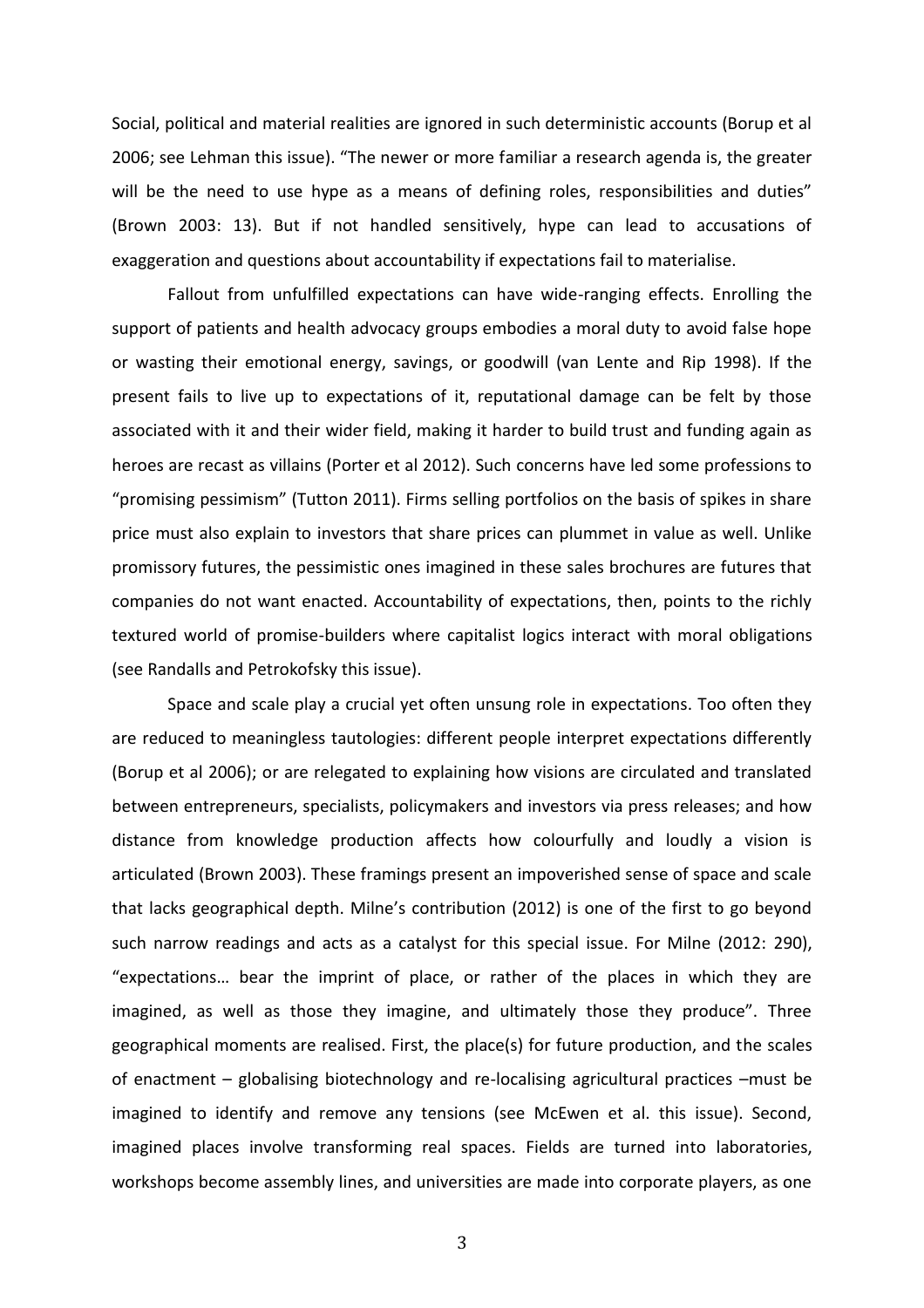Social, political and material realities are ignored in such deterministic accounts (Borup et al 2006; see Lehman this issue). "The newer or more familiar a research agenda is, the greater will be the need to use hype as a means of defining roles, responsibilities and duties" (Brown 2003: 13). But if not handled sensitively, hype can lead to accusations of exaggeration and questions about accountability if expectations fail to materialise.

Fallout from unfulfilled expectations can have wide-ranging effects. Enrolling the support of patients and health advocacy groups embodies a moral duty to avoid false hope or wasting their emotional energy, savings, or goodwill (van Lente and Rip 1998). If the present fails to live up to expectations of it, reputational damage can be felt by those associated with it and their wider field, making it harder to build trust and funding again as heroes are recast as villains (Porter et al 2012). Such concerns have led some professions to "promising pessimism" (Tutton 2011). Firms selling portfolios on the basis of spikes in share price must also explain to investors that share prices can plummet in value as well. Unlike promissory futures, the pessimistic ones imagined in these sales brochures are futures that companies do not want enacted. Accountability of expectations, then, points to the richly textured world of promise-builders where capitalist logics interact with moral obligations (see Randalls and Petrokofsky this issue).

Space and scale play a crucial yet often unsung role in expectations. Too often they are reduced to meaningless tautologies: different people interpret expectations differently (Borup et al 2006); or are relegated to explaining how visions are circulated and translated between entrepreneurs, specialists, policymakers and investors via press releases; and how distance from knowledge production affects how colourfully and loudly a vision is articulated (Brown 2003). These framings present an impoverished sense of space and scale that lacks geographical depth. Milne's contribution (2012) is one of the first to go beyond such narrow readings and acts as a catalyst for this special issue. For Milne (2012: 290), "expectations… bear the imprint of place, or rather of the places in which they are imagined, as well as those they imagine, and ultimately those they produce". Three geographical moments are realised. First, the place(s) for future production, and the scales of enactment – globalising biotechnology and re-localising agricultural practices –must be imagined to identify and remove any tensions (see McEwen et al. this issue). Second, imagined places involve transforming real spaces. Fields are turned into laboratories, workshops become assembly lines, and universities are made into corporate players, as one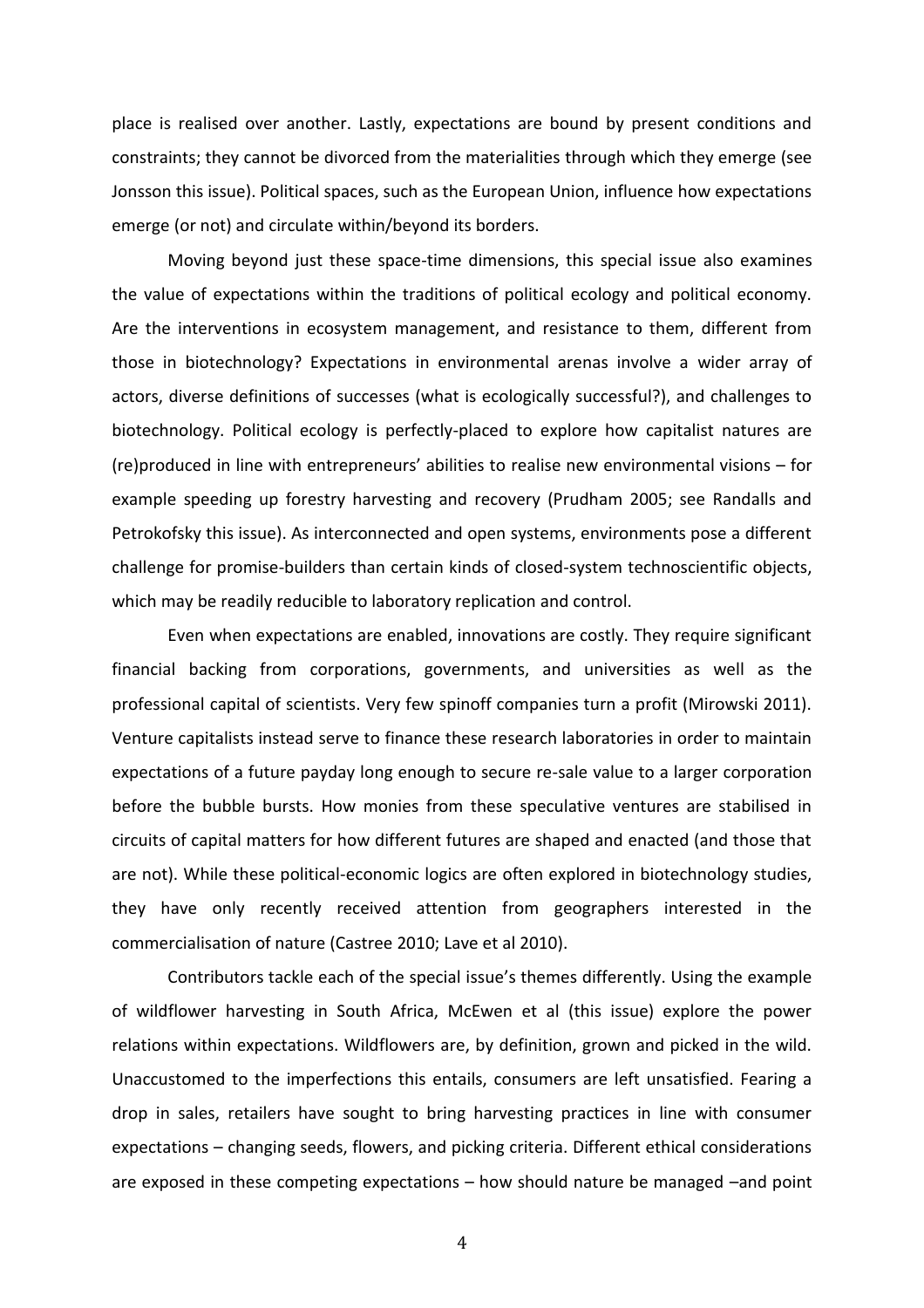place is realised over another. Lastly, expectations are bound by present conditions and constraints; they cannot be divorced from the materialities through which they emerge (see Jonsson this issue). Political spaces, such as the European Union, influence how expectations emerge (or not) and circulate within/beyond its borders.

Moving beyond just these space-time dimensions, this special issue also examines the value of expectations within the traditions of political ecology and political economy. Are the interventions in ecosystem management, and resistance to them, different from those in biotechnology? Expectations in environmental arenas involve a wider array of actors, diverse definitions of successes (what is ecologically successful?), and challenges to biotechnology. Political ecology is perfectly-placed to explore how capitalist natures are (re)produced in line with entrepreneurs' abilities to realise new environmental visions – for example speeding up forestry harvesting and recovery (Prudham 2005; see Randalls and Petrokofsky this issue). As interconnected and open systems, environments pose a different challenge for promise-builders than certain kinds of closed-system technoscientific objects, which may be readily reducible to laboratory replication and control.

Even when expectations are enabled, innovations are costly. They require significant financial backing from corporations, governments, and universities as well as the professional capital of scientists. Very few spinoff companies turn a profit (Mirowski 2011). Venture capitalists instead serve to finance these research laboratories in order to maintain expectations of a future payday long enough to secure re-sale value to a larger corporation before the bubble bursts. How monies from these speculative ventures are stabilised in circuits of capital matters for how different futures are shaped and enacted (and those that are not). While these political-economic logics are often explored in biotechnology studies, they have only recently received attention from geographers interested in the commercialisation of nature (Castree 2010; Lave et al 2010).

Contributors tackle each of the special issue's themes differently. Using the example of wildflower harvesting in South Africa, McEwen et al (this issue) explore the power relations within expectations. Wildflowers are, by definition, grown and picked in the wild. Unaccustomed to the imperfections this entails, consumers are left unsatisfied. Fearing a drop in sales, retailers have sought to bring harvesting practices in line with consumer expectations – changing seeds, flowers, and picking criteria. Different ethical considerations are exposed in these competing expectations – how should nature be managed –and point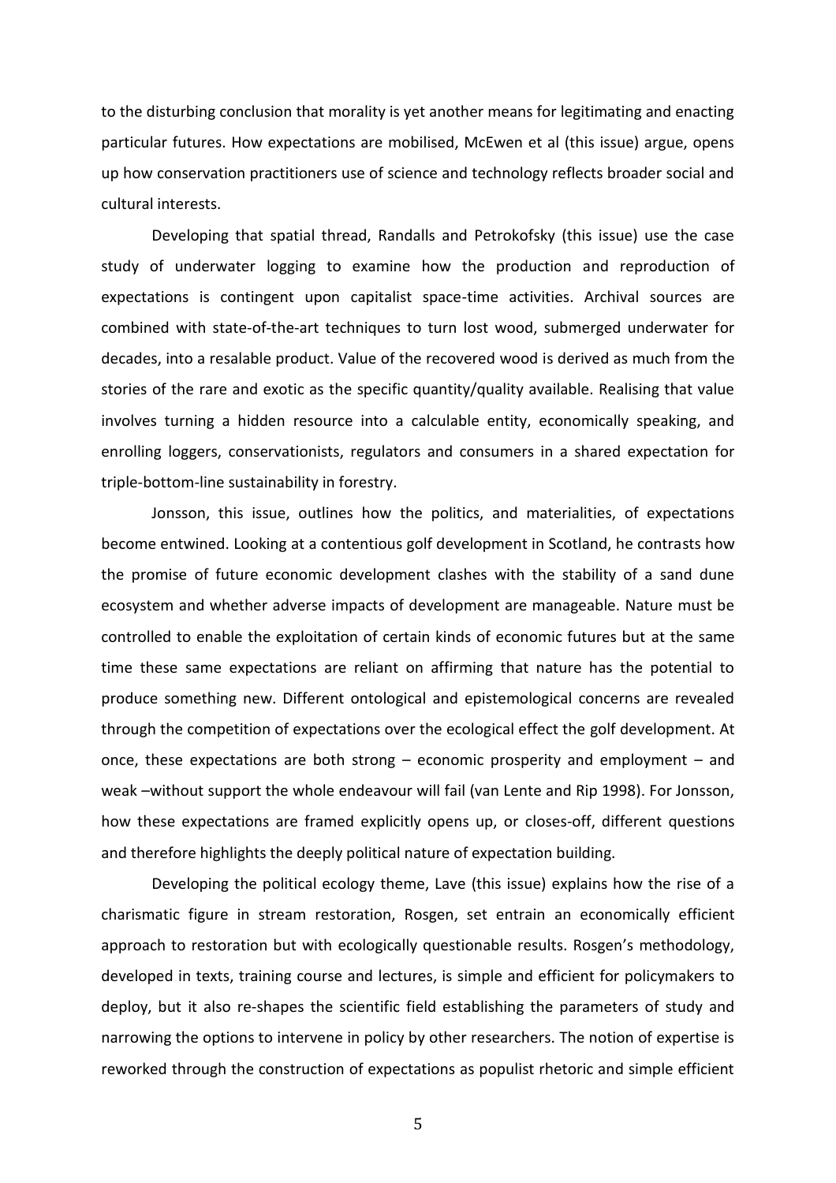to the disturbing conclusion that morality is yet another means for legitimating and enacting particular futures. How expectations are mobilised, McEwen et al (this issue) argue, opens up how conservation practitioners use of science and technology reflects broader social and cultural interests.

Developing that spatial thread, Randalls and Petrokofsky (this issue) use the case study of underwater logging to examine how the production and reproduction of expectations is contingent upon capitalist space-time activities. Archival sources are combined with state-of-the-art techniques to turn lost wood, submerged underwater for decades, into a resalable product. Value of the recovered wood is derived as much from the stories of the rare and exotic as the specific quantity/quality available. Realising that value involves turning a hidden resource into a calculable entity, economically speaking, and enrolling loggers, conservationists, regulators and consumers in a shared expectation for triple-bottom-line sustainability in forestry.

Jonsson, this issue, outlines how the politics, and materialities, of expectations become entwined. Looking at a contentious golf development in Scotland, he contrasts how the promise of future economic development clashes with the stability of a sand dune ecosystem and whether adverse impacts of development are manageable. Nature must be controlled to enable the exploitation of certain kinds of economic futures but at the same time these same expectations are reliant on affirming that nature has the potential to produce something new. Different ontological and epistemological concerns are revealed through the competition of expectations over the ecological effect the golf development. At once, these expectations are both strong – economic prosperity and employment – and weak –without support the whole endeavour will fail (van Lente and Rip 1998). For Jonsson, how these expectations are framed explicitly opens up, or closes-off, different questions and therefore highlights the deeply political nature of expectation building.

Developing the political ecology theme, Lave (this issue) explains how the rise of a charismatic figure in stream restoration, Rosgen, set entrain an economically efficient approach to restoration but with ecologically questionable results. Rosgen's methodology, developed in texts, training course and lectures, is simple and efficient for policymakers to deploy, but it also re-shapes the scientific field establishing the parameters of study and narrowing the options to intervene in policy by other researchers. The notion of expertise is reworked through the construction of expectations as populist rhetoric and simple efficient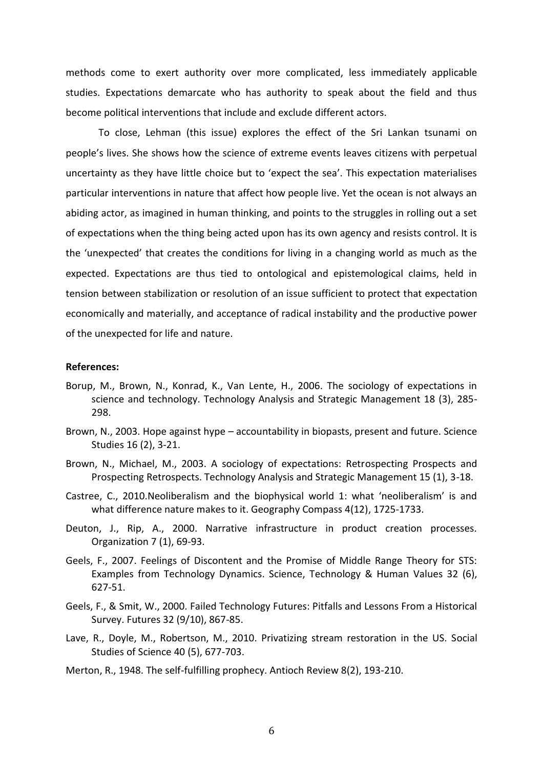methods come to exert authority over more complicated, less immediately applicable studies. Expectations demarcate who has authority to speak about the field and thus become political interventions that include and exclude different actors.

To close, Lehman (this issue) explores the effect of the Sri Lankan tsunami on people's lives. She shows how the science of extreme events leaves citizens with perpetual uncertainty as they have little choice but to 'expect the sea'. This expectation materialises particular interventions in nature that affect how people live. Yet the ocean is not always an abiding actor, as imagined in human thinking, and points to the struggles in rolling out a set of expectations when the thing being acted upon has its own agency and resists control. It is the 'unexpected' that creates the conditions for living in a changing world as much as the expected. Expectations are thus tied to ontological and epistemological claims, held in tension between stabilization or resolution of an issue sufficient to protect that expectation economically and materially, and acceptance of radical instability and the productive power of the unexpected for life and nature.

**References:**

Borup, M., Brown, N., Konrad, K., Van Lente, H., 2006. The sociology of expectations in science and technology. Technology Analysis and Strategic Management 18 (3), 285-298.

Brown, N., 2003. Hope against hype – accountability in biopasts, present and future. Science Studies 16 (2), 3-21.

Brown, N., Michael, M., 2003. A sociology of expectations: Retrospecting Prospects and Prospecting Retrospects. Technology Analysis and Strategic Management 15 (1), 3-18.

Castree, C., 2010.Neoliberalism and the biophysical world 1: what 'neoliberalism' is and what difference nature makes to it. Geography Compass 4(12), 1725-1733.

Deuton, J., Rip, A., 2000. Narrative infrastructure in product creation processes. Organization 7 (1), 69-93.

Geels, F., 2007. Feelings of Discontent and the Promise of Middle Range Theory for STS: Examples from Technology Dynamics. Science, Technology & Human Values 32 (6), 627-51.

Geels, F., & Smit, W., 2000. Failed Technology Futures: Pitfalls and Lessons From a Historical Survey. Futures 32 (9/10), 867-85.

Lave, R., Doyle, M., Robertson, M., 2010. Privatizing stream restoration in the US. Social Studies of Science 40 (5), 677-703.

Merton, R., 1948. The self-fulfilling prophecy. Antioch Review 8(2), 193-210.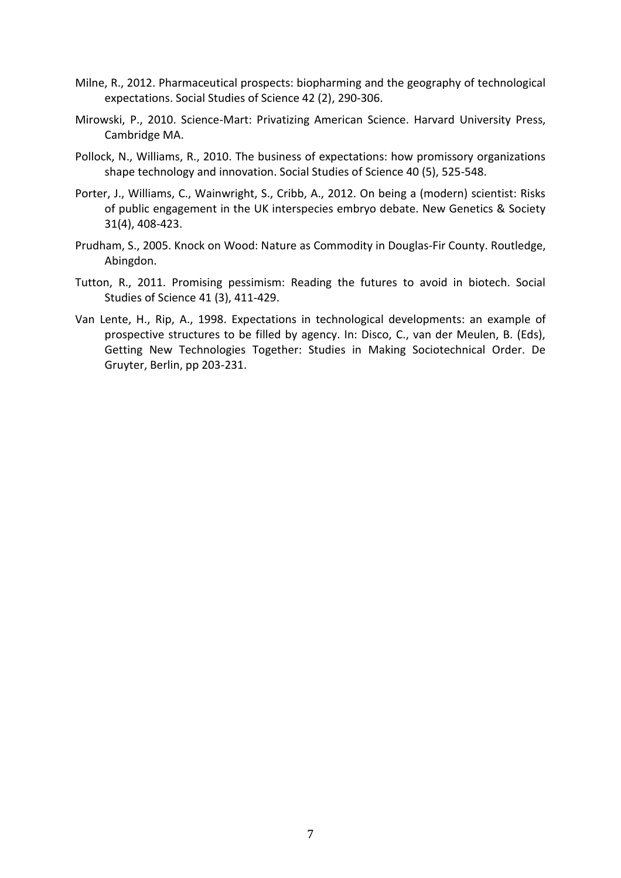Milne, R., 2012. Pharmaceutical prospects: biopharming and the geography of technological expectations. Social Studies of Science 42 (2), 290-306.

Mirowski, P., 2010. Science-Mart: Privatizing American Science. Harvard University Press, Cambridge MA.

Pollock, N., Williams, R., 2010. The business of expectations: how promissory organizations shape technology and innovation. Social Studies of Science 40 (5), 525-548.

Porter, J., Williams, C., Wainwright, S., Cribb, A., 2012. On being a (modern) scientist: Risks of public engagement in the UK interspecies embryo debate. New Genetics & Society 31(4), 408-423.

Prudham, S., 2005. Knock on Wood: Nature as Commodity in Douglas-Fir County. Routledge, Abingdon.

Tutton, R., 2011. Promising pessimism: Reading the futures to avoid in biotech. Social Studies of Science 41 (3), 411-429.

Van Lente, H., Rip, A., 1998. Expectations in technological developments: an example of prospective structures to be filled by agency. In: Disco, C., van der Meulen, B. (Eds), Getting New Technologies Together: Studies in Making Sociotechnical Order. De Gruyter, Berlin, pp 203-231.